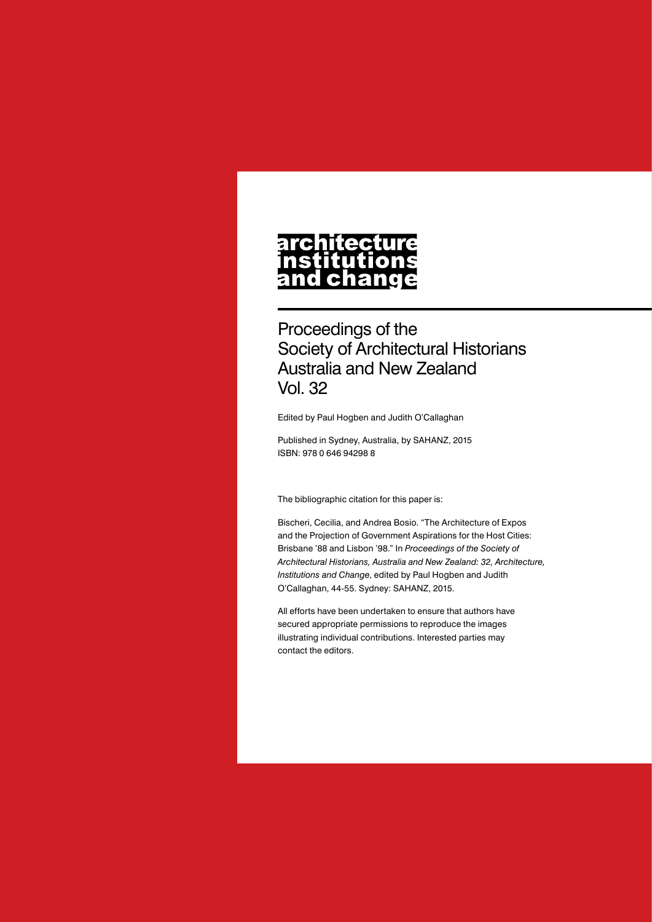# architecture institutions and change

## Proceedings of the Society of Architectural Historians Australia and New Zealand Vol. 32

Edited by Paul Hogben and Judith O'Callaghan

Published in Sydney, Australia, by SAHANZ, 2015
ISBN: 978 0 646 94298 8

The bibliographic citation for this paper is:

Bischeri, Cecilia, and Andrea Bosio. "The Architecture of Expos and the Projection of Government Aspirations for the Host Cities: Brisbane '88 and Lisbon '98." In *Proceedings of the Society of Architectural Historians, Australia and New Zealand: 32, Architecture, Institutions and Change*, edited by Paul Hogben and Judith O'Callaghan, 44-55. Sydney: SAHANZ, 2015.

All efforts have been undertaken to ensure that authors have secured appropriate permissions to reproduce the images illustrating individual contributions. Interested parties may contact the editors.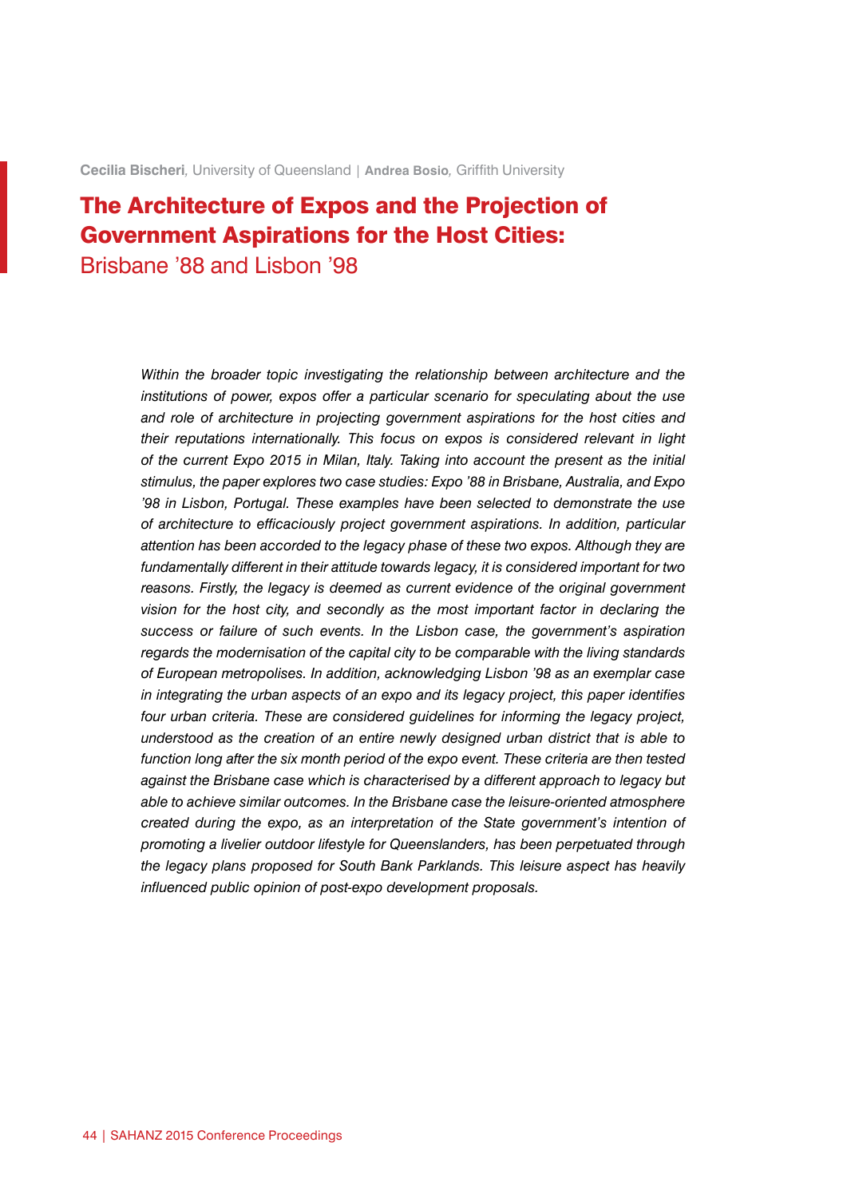**Cecilia Bischeri**, University of Queensland | **Andrea Bosio**, Griffith University

# The Architecture of Expos and the Projection of Government Aspirations for the Host Cities: Brisbane '88 and Lisbon '98

*Within the broader topic investigating the relationship between architecture and the institutions of power, expos offer a particular scenario for speculating about the use and role of architecture in projecting government aspirations for the host cities and their reputations internationally. This focus on expos is considered relevant in light of the current Expo 2015 in Milan, Italy. Taking into account the present as the initial stimulus, the paper explores two case studies: Expo '88 in Brisbane, Australia, and Expo '98 in Lisbon, Portugal. These examples have been selected to demonstrate the use of architecture to efficaciously project government aspirations. In addition, particular attention has been accorded to the legacy phase of these two expos. Although they are fundamentally different in their attitude towards legacy, it is considered important for two reasons. Firstly, the legacy is deemed as current evidence of the original government vision for the host city, and secondly as the most important factor in declaring the success or failure of such events. In the Lisbon case, the government's aspiration regards the modernisation of the capital city to be comparable with the living standards of European metropolises. In addition, acknowledging Lisbon '98 as an exemplar case in integrating the urban aspects of an expo and its legacy project, this paper identifies four urban criteria. These are considered guidelines for informing the legacy project, understood as the creation of an entire newly designed urban district that is able to function long after the six month period of the expo event. These criteria are then tested against the Brisbane case which is characterised by a different approach to legacy but able to achieve similar outcomes. In the Brisbane case the leisure-oriented atmosphere created during the expo, as an interpretation of the State government's intention of promoting a livelier outdoor lifestyle for Queenslanders, has been perpetuated through the legacy plans proposed for South Bank Parklands. This leisure aspect has heavily influenced public opinion of post-expo development proposals.*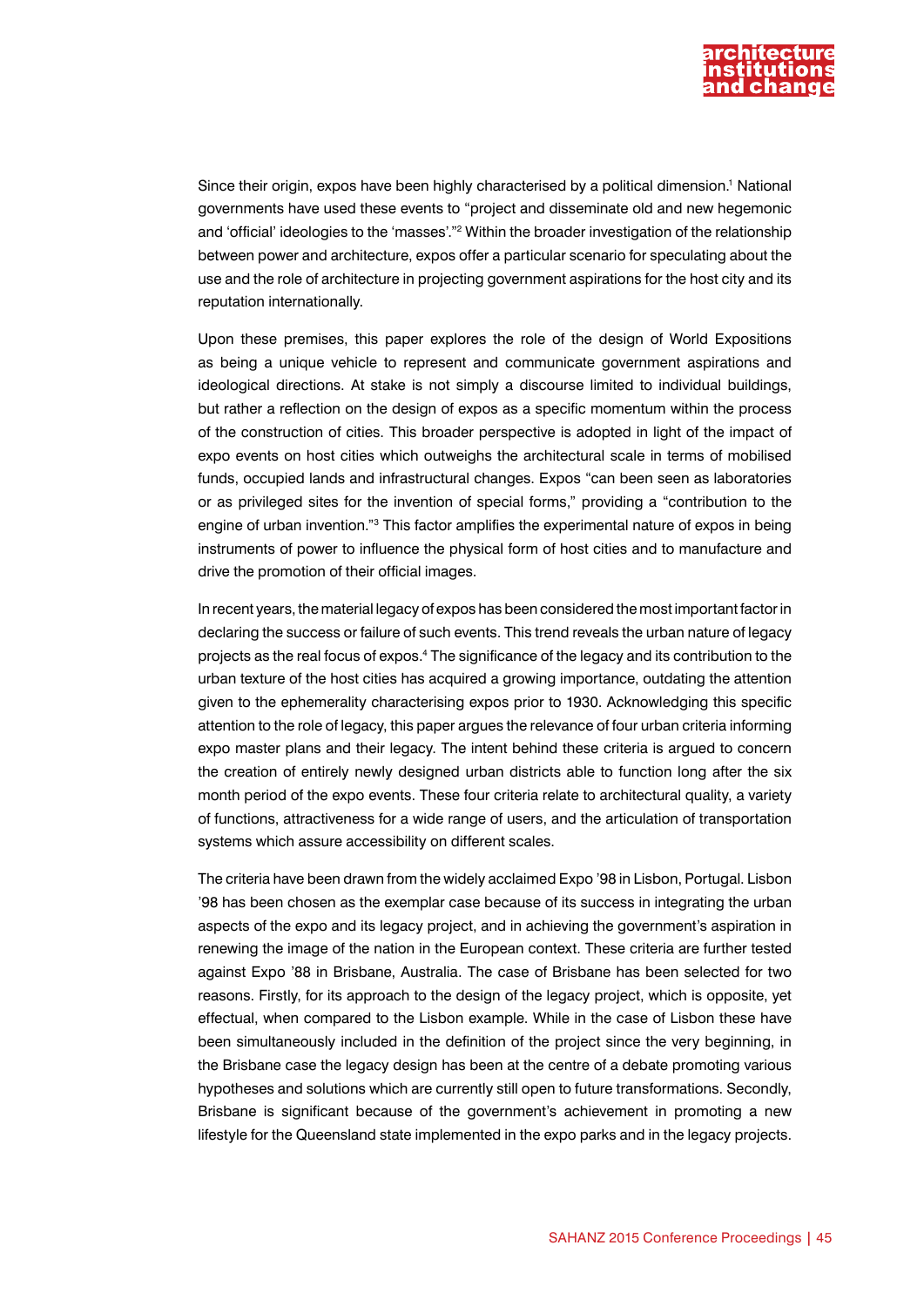Since their origin, expos have been highly characterised by a political dimension.[1] National governments have used these events to "project and disseminate old and new hegemonic and 'official' ideologies to the 'masses'."[2] Within the broader investigation of the relationship between power and architecture, expos offer a particular scenario for speculating about the use and the role of architecture in projecting government aspirations for the host city and its reputation internationally.

Upon these premises, this paper explores the role of the design of World Expositions as being a unique vehicle to represent and communicate government aspirations and ideological directions. At stake is not simply a discourse limited to individual buildings, but rather a reflection on the design of expos as a specific momentum within the process of the construction of cities. This broader perspective is adopted in light of the impact of expo events on host cities which outweighs the architectural scale in terms of mobilised funds, occupied lands and infrastructural changes. Expos "can been seen as laboratories or as privileged sites for the invention of special forms," providing a "contribution to the engine of urban invention."[3] This factor amplifies the experimental nature of expos in being instruments of power to influence the physical form of host cities and to manufacture and drive the promotion of their official images.

In recent years, the material legacy of expos has been considered the most important factor in declaring the success or failure of such events. This trend reveals the urban nature of legacy projects as the real focus of expos.[4] The significance of the legacy and its contribution to the urban texture of the host cities has acquired a growing importance, outdating the attention given to the ephemerality characterising expos prior to 1930. Acknowledging this specific attention to the role of legacy, this paper argues the relevance of four urban criteria informing expo master plans and their legacy. The intent behind these criteria is argued to concern the creation of entirely newly designed urban districts able to function long after the six month period of the expo events. These four criteria relate to architectural quality, a variety of functions, attractiveness for a wide range of users, and the articulation of transportation systems which assure accessibility on different scales.

The criteria have been drawn from the widely acclaimed Expo '98 in Lisbon, Portugal. Lisbon '98 has been chosen as the exemplar case because of its success in integrating the urban aspects of the expo and its legacy project, and in achieving the government's aspiration in renewing the image of the nation in the European context. These criteria are further tested against Expo '88 in Brisbane, Australia. The case of Brisbane has been selected for two reasons. Firstly, for its approach to the design of the legacy project, which is opposite, yet effectual, when compared to the Lisbon example. While in the case of Lisbon these have been simultaneously included in the definition of the project since the very beginning, in the Brisbane case the legacy design has been at the centre of a debate promoting various hypotheses and solutions which are currently still open to future transformations. Secondly, Brisbane is significant because of the government's achievement in promoting a new lifestyle for the Queensland state implemented in the expo parks and in the legacy projects.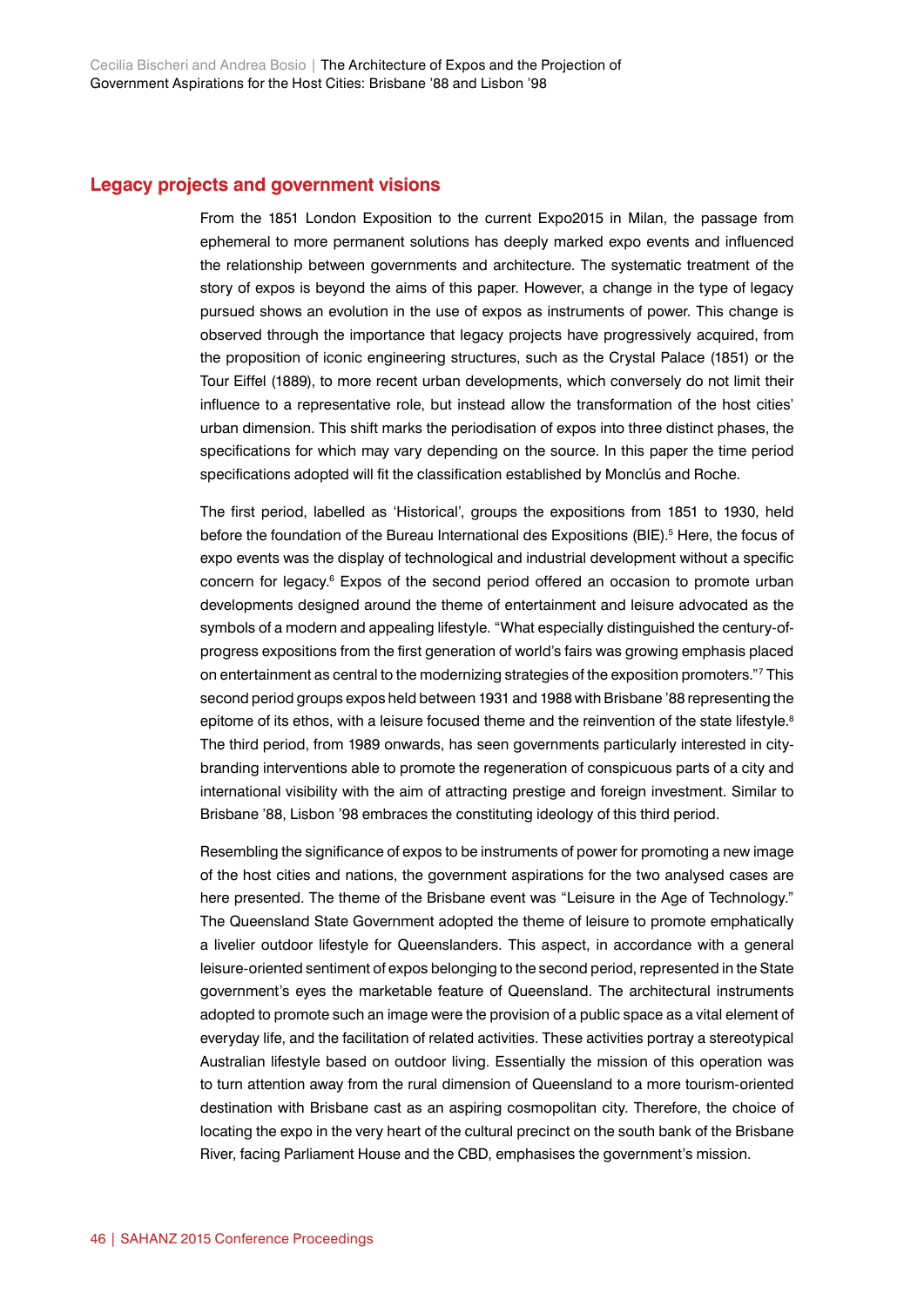## Legacy projects and government visions

From the 1851 London Exposition to the current Expo2015 in Milan, the passage from ephemeral to more permanent solutions has deeply marked expo events and influenced the relationship between governments and architecture. The systematic treatment of the story of expos is beyond the aims of this paper. However, a change in the type of legacy pursued shows an evolution in the use of expos as instruments of power. This change is observed through the importance that legacy projects have progressively acquired, from the proposition of iconic engineering structures, such as the Crystal Palace (1851) or the Tour Eiffel (1889), to more recent urban developments, which conversely do not limit their influence to a representative role, but instead allow the transformation of the host cities' urban dimension. This shift marks the periodisation of expos into three distinct phases, the specifications for which may vary depending on the source. In this paper the time period specifications adopted will fit the classification established by Monclús and Roche.

The first period, labelled as 'Historical', groups the expositions from 1851 to 1930, held before the foundation of the Bureau International des Expositions (BIE).[5] Here, the focus of expo events was the display of technological and industrial development without a specific concern for legacy.[6] Expos of the second period offered an occasion to promote urban developments designed around the theme of entertainment and leisure advocated as the symbols of a modern and appealing lifestyle. "What especially distinguished the century-of-progress expositions from the first generation of world's fairs was growing emphasis placed on entertainment as central to the modernizing strategies of the exposition promoters."[7] This second period groups expos held between 1931 and 1988 with Brisbane '88 representing the epitome of its ethos, with a leisure focused theme and the reinvention of the state lifestyle.[8] The third period, from 1989 onwards, has seen governments particularly interested in city-branding interventions able to promote the regeneration of conspicuous parts of a city and international visibility with the aim of attracting prestige and foreign investment. Similar to Brisbane '88, Lisbon '98 embraces the constituting ideology of this third period.

Resembling the significance of expos to be instruments of power for promoting a new image of the host cities and nations, the government aspirations for the two analysed cases are here presented. The theme of the Brisbane event was "Leisure in the Age of Technology." The Queensland State Government adopted the theme of leisure to promote emphatically a livelier outdoor lifestyle for Queenslanders. This aspect, in accordance with a general leisure-oriented sentiment of expos belonging to the second period, represented in the State government's eyes the marketable feature of Queensland. The architectural instruments adopted to promote such an image were the provision of a public space as a vital element of everyday life, and the facilitation of related activities. These activities portray a stereotypical Australian lifestyle based on outdoor living. Essentially the mission of this operation was to turn attention away from the rural dimension of Queensland to a more tourism-oriented destination with Brisbane cast as an aspiring cosmopolitan city. Therefore, the choice of locating the expo in the very heart of the cultural precinct on the south bank of the Brisbane River, facing Parliament House and the CBD, emphasises the government's mission.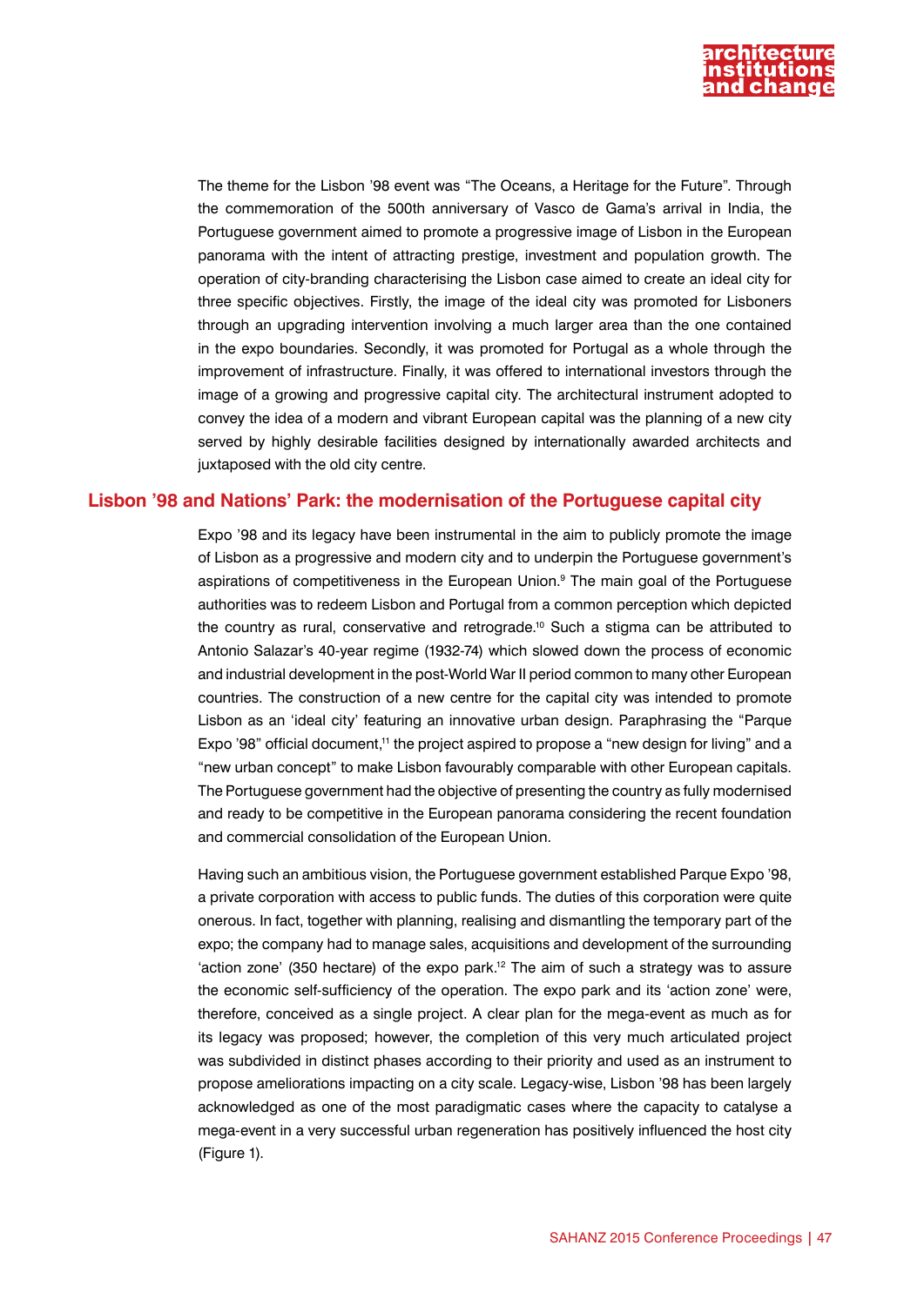The theme for the Lisbon '98 event was "The Oceans, a Heritage for the Future". Through the commemoration of the 500th anniversary of Vasco de Gama's arrival in India, the Portuguese government aimed to promote a progressive image of Lisbon in the European panorama with the intent of attracting prestige, investment and population growth. The operation of city-branding characterising the Lisbon case aimed to create an ideal city for three specific objectives. Firstly, the image of the ideal city was promoted for Lisboners through an upgrading intervention involving a much larger area than the one contained in the expo boundaries. Secondly, it was promoted for Portugal as a whole through the improvement of infrastructure. Finally, it was offered to international investors through the image of a growing and progressive capital city. The architectural instrument adopted to convey the idea of a modern and vibrant European capital was the planning of a new city served by highly desirable facilities designed by internationally awarded architects and juxtaposed with the old city centre.

## Lisbon '98 and Nations' Park: the modernisation of the Portuguese capital city

Expo '98 and its legacy have been instrumental in the aim to publicly promote the image of Lisbon as a progressive and modern city and to underpin the Portuguese government's aspirations of competitiveness in the European Union.[9] The main goal of the Portuguese authorities was to redeem Lisbon and Portugal from a common perception which depicted the country as rural, conservative and retrograde.[10] Such a stigma can be attributed to Antonio Salazar's 40-year regime (1932-74) which slowed down the process of economic and industrial development in the post-World War II period common to many other European countries. The construction of a new centre for the capital city was intended to promote Lisbon as an 'ideal city' featuring an innovative urban design. Paraphrasing the "Parque Expo '98" official document,[11] the project aspired to propose a "new design for living" and a "new urban concept" to make Lisbon favourably comparable with other European capitals. The Portuguese government had the objective of presenting the country as fully modernised and ready to be competitive in the European panorama considering the recent foundation and commercial consolidation of the European Union.

Having such an ambitious vision, the Portuguese government established Parque Expo '98, a private corporation with access to public funds. The duties of this corporation were quite onerous. In fact, together with planning, realising and dismantling the temporary part of the expo; the company had to manage sales, acquisitions and development of the surrounding 'action zone' (350 hectare) of the expo park.[12] The aim of such a strategy was to assure the economic self-sufficiency of the operation. The expo park and its 'action zone' were, therefore, conceived as a single project. A clear plan for the mega-event as much as for its legacy was proposed; however, the completion of this very much articulated project was subdivided in distinct phases according to their priority and used as an instrument to propose ameliorations impacting on a city scale. Legacy-wise, Lisbon '98 has been largely acknowledged as one of the most paradigmatic cases where the capacity to catalyse a mega-event in a very successful urban regeneration has positively influenced the host city (Figure 1).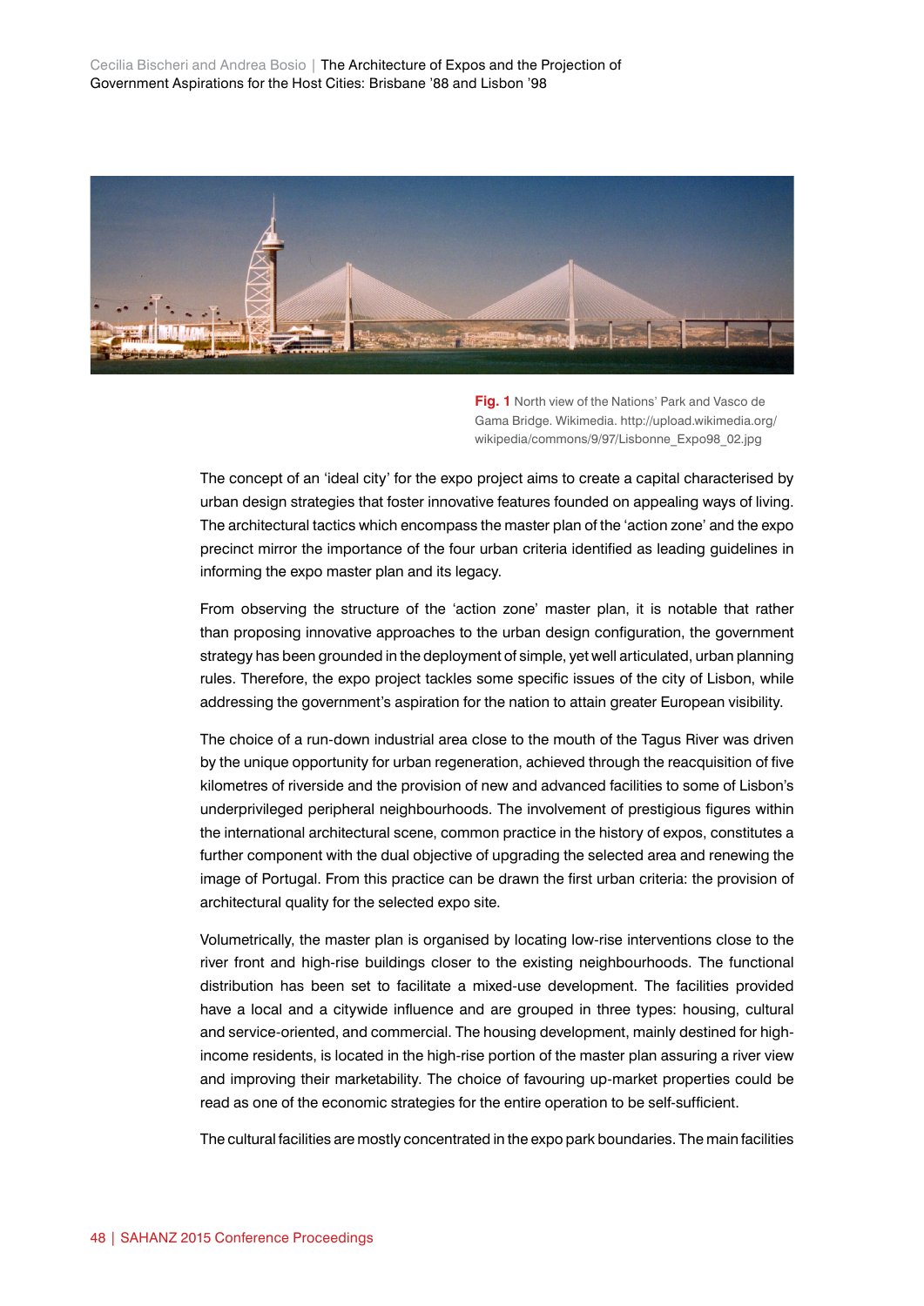**Fig. 1** North view of the Nations' Park and Vasco de Gama Bridge. Wikimedia. http://upload.wikimedia.org/wikipedia/commons/9/97/Lisbonne_Expo98_02.jpg

The concept of an 'ideal city' for the expo project aims to create a capital characterised by urban design strategies that foster innovative features founded on appealing ways of living. The architectural tactics which encompass the master plan of the 'action zone' and the expo precinct mirror the importance of the four urban criteria identified as leading guidelines in informing the expo master plan and its legacy.

From observing the structure of the 'action zone' master plan, it is notable that rather than proposing innovative approaches to the urban design configuration, the government strategy has been grounded in the deployment of simple, yet well articulated, urban planning rules. Therefore, the expo project tackles some specific issues of the city of Lisbon, while addressing the government's aspiration for the nation to attain greater European visibility.

The choice of a run-down industrial area close to the mouth of the Tagus River was driven by the unique opportunity for urban regeneration, achieved through the reacquisition of five kilometres of riverside and the provision of new and advanced facilities to some of Lisbon's underprivileged peripheral neighbourhoods. The involvement of prestigious figures within the international architectural scene, common practice in the history of expos, constitutes a further component with the dual objective of upgrading the selected area and renewing the image of Portugal. From this practice can be drawn the first urban criteria: the provision of architectural quality for the selected expo site.

Volumetrically, the master plan is organised by locating low-rise interventions close to the river front and high-rise buildings closer to the existing neighbourhoods. The functional distribution has been set to facilitate a mixed-use development. The facilities provided have a local and a citywide influence and are grouped in three types: housing, cultural and service-oriented, and commercial. The housing development, mainly destined for high-income residents, is located in the high-rise portion of the master plan assuring a river view and improving their marketability. The choice of favouring up-market properties could be read as one of the economic strategies for the entire operation to be self-sufficient.

The cultural facilities are mostly concentrated in the expo park boundaries. The main facilities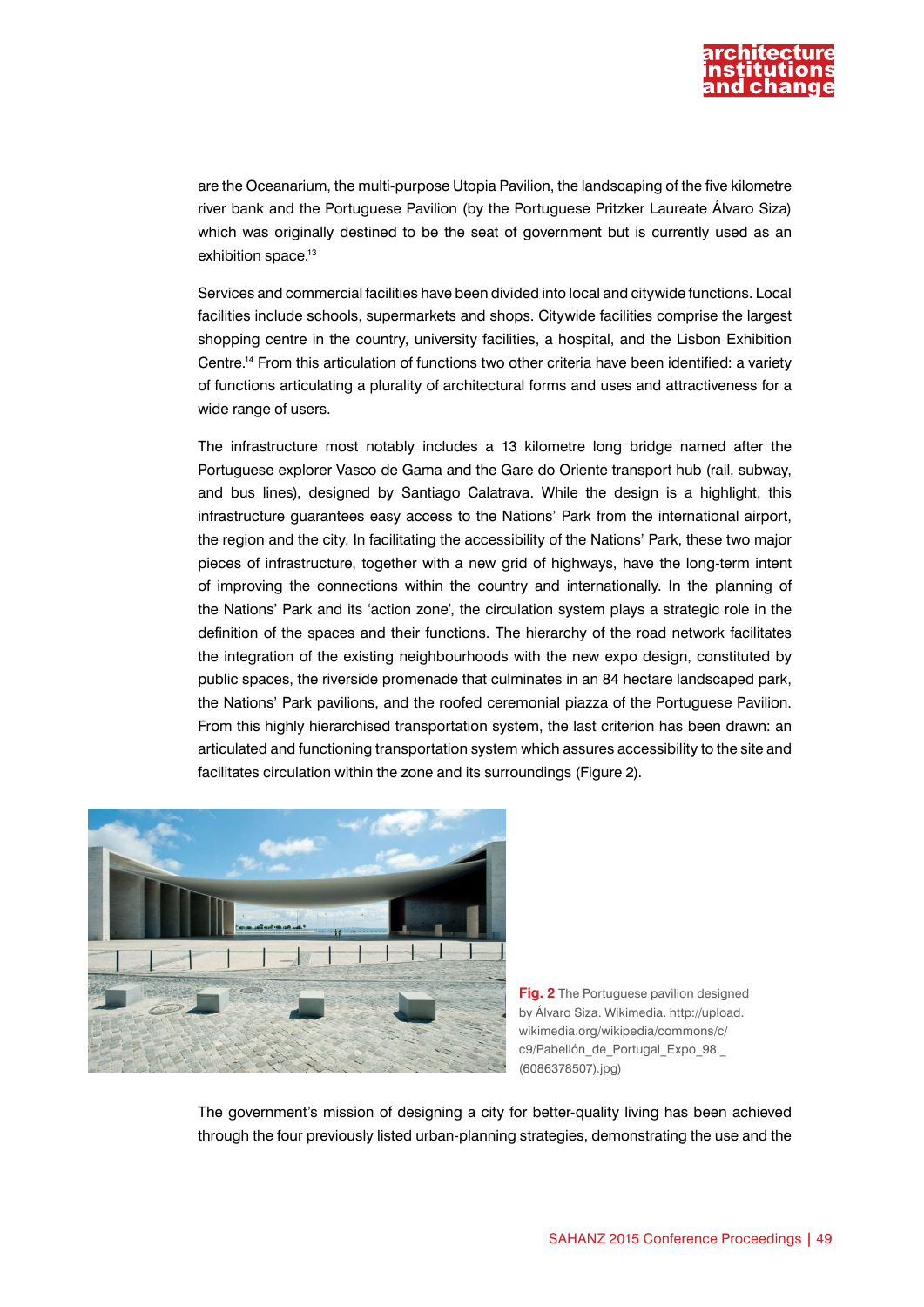are the Oceanarium, the multi-purpose Utopia Pavilion, the landscaping of the five kilometre river bank and the Portuguese Pavilion (by the Portuguese Pritzker Laureate Álvaro Siza) which was originally destined to be the seat of government but is currently used as an exhibition space.[13]

Services and commercial facilities have been divided into local and citywide functions. Local facilities include schools, supermarkets and shops. Citywide facilities comprise the largest shopping centre in the country, university facilities, a hospital, and the Lisbon Exhibition Centre.[14] From this articulation of functions two other criteria have been identified: a variety of functions articulating a plurality of architectural forms and uses and attractiveness for a wide range of users.

The infrastructure most notably includes a 13 kilometre long bridge named after the Portuguese explorer Vasco de Gama and the Gare do Oriente transport hub (rail, subway, and bus lines), designed by Santiago Calatrava. While the design is a highlight, this infrastructure guarantees easy access to the Nations' Park from the international airport, the region and the city. In facilitating the accessibility of the Nations' Park, these two major pieces of infrastructure, together with a new grid of highways, have the long-term intent of improving the connections within the country and internationally. In the planning of the Nations' Park and its 'action zone', the circulation system plays a strategic role in the definition of the spaces and their functions. The hierarchy of the road network facilitates the integration of the existing neighbourhoods with the new expo design, constituted by public spaces, the riverside promenade that culminates in an 84 hectare landscaped park, the Nations' Park pavilions, and the roofed ceremonial piazza of the Portuguese Pavilion. From this highly hierarchised transportation system, the last criterion has been drawn: an articulated and functioning transportation system which assures accessibility to the site and facilitates circulation within the zone and its surroundings (Figure 2).

**Fig. 2** The Portuguese pavilion designed by Álvaro Siza. Wikimedia. http://upload.wikimedia.org/wikipedia/commons/c/c9/Pabellón_de_Portugal_Expo_98._(6086378507).jpg)

The government's mission of designing a city for better-quality living has been achieved through the four previously listed urban-planning strategies, demonstrating the use and the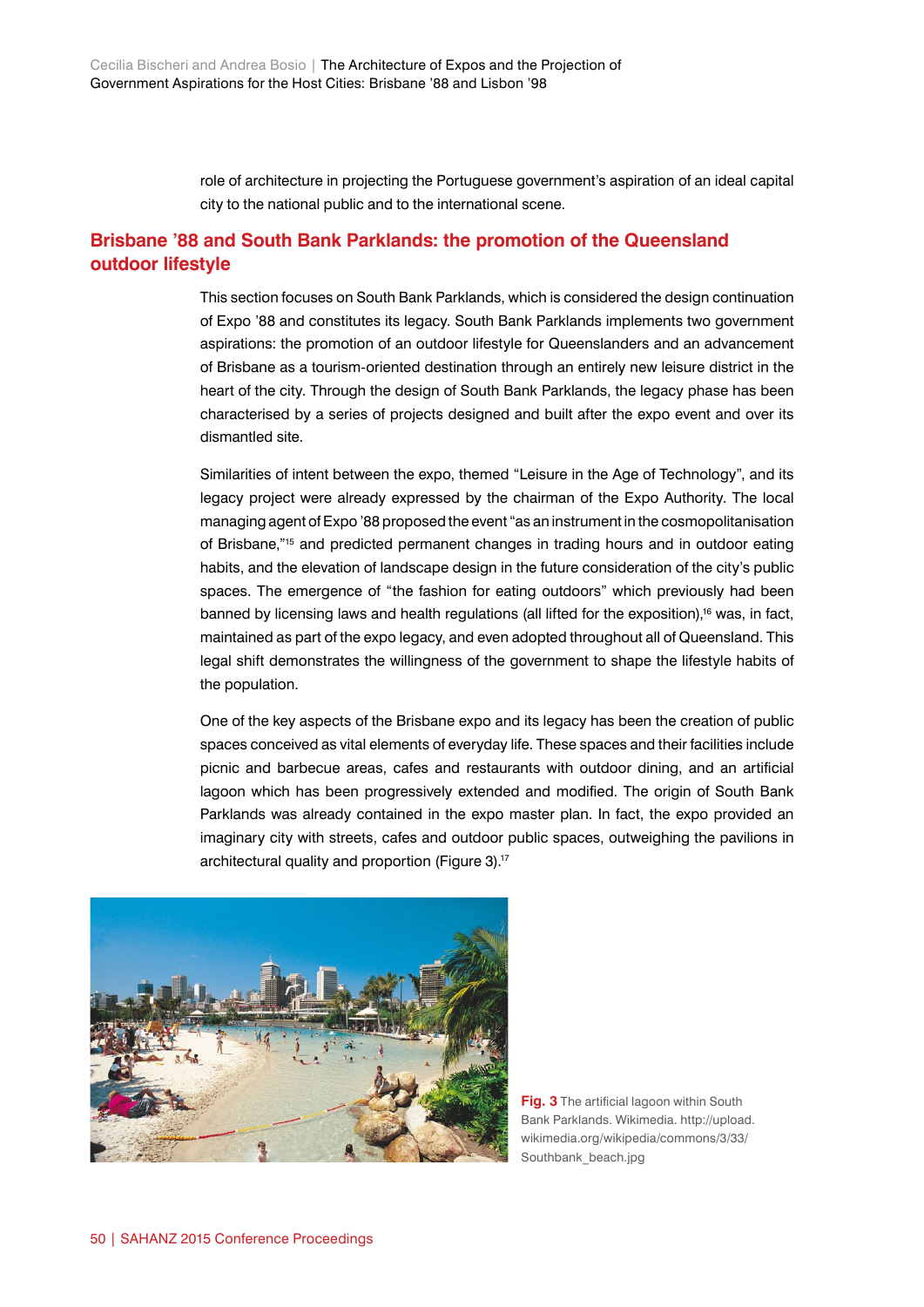role of architecture in projecting the Portuguese government's aspiration of an ideal capital city to the national public and to the international scene.

## Brisbane '88 and South Bank Parklands: the promotion of the Queensland outdoor lifestyle

This section focuses on South Bank Parklands, which is considered the design continuation of Expo '88 and constitutes its legacy. South Bank Parklands implements two government aspirations: the promotion of an outdoor lifestyle for Queenslanders and an advancement of Brisbane as a tourism-oriented destination through an entirely new leisure district in the heart of the city. Through the design of South Bank Parklands, the legacy phase has been characterised by a series of projects designed and built after the expo event and over its dismantled site.

Similarities of intent between the expo, themed "Leisure in the Age of Technology", and its legacy project were already expressed by the chairman of the Expo Authority. The local managing agent of Expo '88 proposed the event "as an instrument in the cosmopolitanisation of Brisbane,"[15] and predicted permanent changes in trading hours and in outdoor eating habits, and the elevation of landscape design in the future consideration of the city's public spaces. The emergence of "the fashion for eating outdoors" which previously had been banned by licensing laws and health regulations (all lifted for the exposition),[16] was, in fact, maintained as part of the expo legacy, and even adopted throughout all of Queensland. This legal shift demonstrates the willingness of the government to shape the lifestyle habits of the population.

One of the key aspects of the Brisbane expo and its legacy has been the creation of public spaces conceived as vital elements of everyday life. These spaces and their facilities include picnic and barbecue areas, cafes and restaurants with outdoor dining, and an artificial lagoon which has been progressively extended and modified. The origin of South Bank Parklands was already contained in the expo master plan. In fact, the expo provided an imaginary city with streets, cafes and outdoor public spaces, outweighing the pavilions in architectural quality and proportion (Figure 3).[17]

**Fig. 3** The artificial lagoon within South Bank Parklands. Wikimedia. http://upload.wikimedia.org/wikipedia/commons/3/33/Southbank_beach.jpg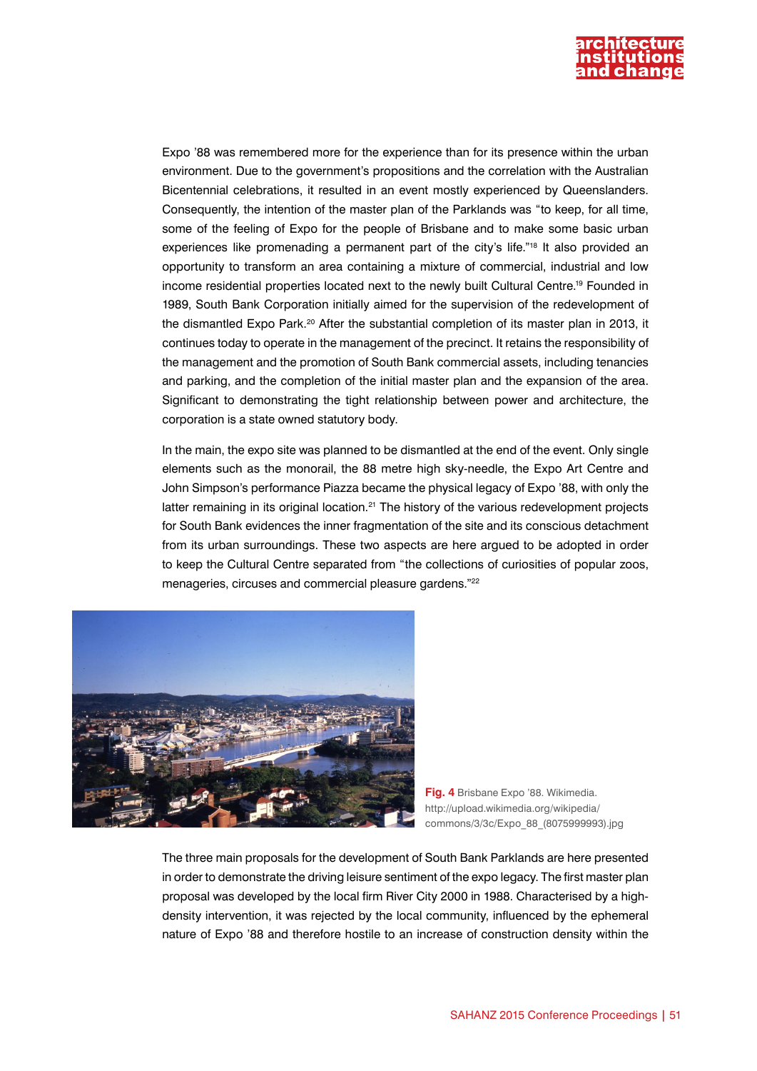Expo '88 was remembered more for the experience than for its presence within the urban environment. Due to the government's propositions and the correlation with the Australian Bicentennial celebrations, it resulted in an event mostly experienced by Queenslanders. Consequently, the intention of the master plan of the Parklands was "to keep, for all time, some of the feeling of Expo for the people of Brisbane and to make some basic urban experiences like promenading a permanent part of the city's life."[18] It also provided an opportunity to transform an area containing a mixture of commercial, industrial and low income residential properties located next to the newly built Cultural Centre.[19] Founded in 1989, South Bank Corporation initially aimed for the supervision of the redevelopment of the dismantled Expo Park.[20] After the substantial completion of its master plan in 2013, it continues today to operate in the management of the precinct. It retains the responsibility of the management and the promotion of South Bank commercial assets, including tenancies and parking, and the completion of the initial master plan and the expansion of the area. Significant to demonstrating the tight relationship between power and architecture, the corporation is a state owned statutory body.

In the main, the expo site was planned to be dismantled at the end of the event. Only single elements such as the monorail, the 88 metre high sky-needle, the Expo Art Centre and John Simpson's performance Piazza became the physical legacy of Expo '88, with only the latter remaining in its original location.[21] The history of the various redevelopment projects for South Bank evidences the inner fragmentation of the site and its conscious detachment from its urban surroundings. These two aspects are here argued to be adopted in order to keep the Cultural Centre separated from "the collections of curiosities of popular zoos, menageries, circuses and commercial pleasure gardens."[22]

**Fig. 4** Brisbane Expo '88. Wikimedia. http://upload.wikimedia.org/wikipedia/commons/3/3c/Expo_88_(8075999993).jpg

The three main proposals for the development of South Bank Parklands are here presented in order to demonstrate the driving leisure sentiment of the expo legacy. The first master plan proposal was developed by the local firm River City 2000 in 1988. Characterised by a high-density intervention, it was rejected by the local community, influenced by the ephemeral nature of Expo '88 and therefore hostile to an increase of construction density within the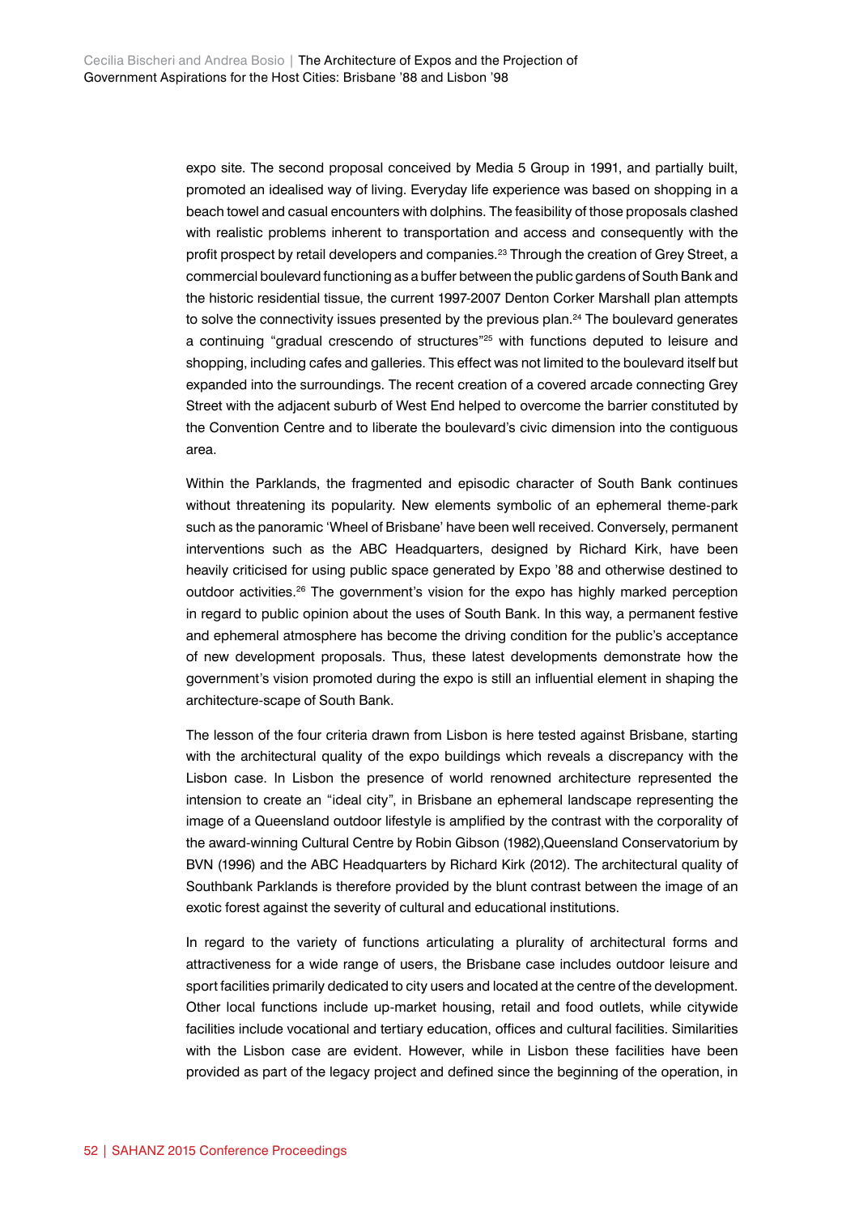expo site. The second proposal conceived by Media 5 Group in 1991, and partially built, promoted an idealised way of living. Everyday life experience was based on shopping in a beach towel and casual encounters with dolphins. The feasibility of those proposals clashed with realistic problems inherent to transportation and access and consequently with the profit prospect by retail developers and companies.[23] Through the creation of Grey Street, a commercial boulevard functioning as a buffer between the public gardens of South Bank and the historic residential tissue, the current 1997-2007 Denton Corker Marshall plan attempts to solve the connectivity issues presented by the previous plan.[24] The boulevard generates a continuing "gradual crescendo of structures"[25] with functions deputed to leisure and shopping, including cafes and galleries. This effect was not limited to the boulevard itself but expanded into the surroundings. The recent creation of a covered arcade connecting Grey Street with the adjacent suburb of West End helped to overcome the barrier constituted by the Convention Centre and to liberate the boulevard's civic dimension into the contiguous area.

Within the Parklands, the fragmented and episodic character of South Bank continues without threatening its popularity. New elements symbolic of an ephemeral theme-park such as the panoramic 'Wheel of Brisbane' have been well received. Conversely, permanent interventions such as the ABC Headquarters, designed by Richard Kirk, have been heavily criticised for using public space generated by Expo '88 and otherwise destined to outdoor activities.[26] The government's vision for the expo has highly marked perception in regard to public opinion about the uses of South Bank. In this way, a permanent festive and ephemeral atmosphere has become the driving condition for the public's acceptance of new development proposals. Thus, these latest developments demonstrate how the government's vision promoted during the expo is still an influential element in shaping the architecture-scape of South Bank.

The lesson of the four criteria drawn from Lisbon is here tested against Brisbane, starting with the architectural quality of the expo buildings which reveals a discrepancy with the Lisbon case. In Lisbon the presence of world renowned architecture represented the intension to create an "ideal city", in Brisbane an ephemeral landscape representing the image of a Queensland outdoor lifestyle is amplified by the contrast with the corporality of the award-winning Cultural Centre by Robin Gibson (1982),Queensland Conservatorium by BVN (1996) and the ABC Headquarters by Richard Kirk (2012). The architectural quality of Southbank Parklands is therefore provided by the blunt contrast between the image of an exotic forest against the severity of cultural and educational institutions.

In regard to the variety of functions articulating a plurality of architectural forms and attractiveness for a wide range of users, the Brisbane case includes outdoor leisure and sport facilities primarily dedicated to city users and located at the centre of the development. Other local functions include up-market housing, retail and food outlets, while citywide facilities include vocational and tertiary education, offices and cultural facilities. Similarities with the Lisbon case are evident. However, while in Lisbon these facilities have been provided as part of the legacy project and defined since the beginning of the operation, in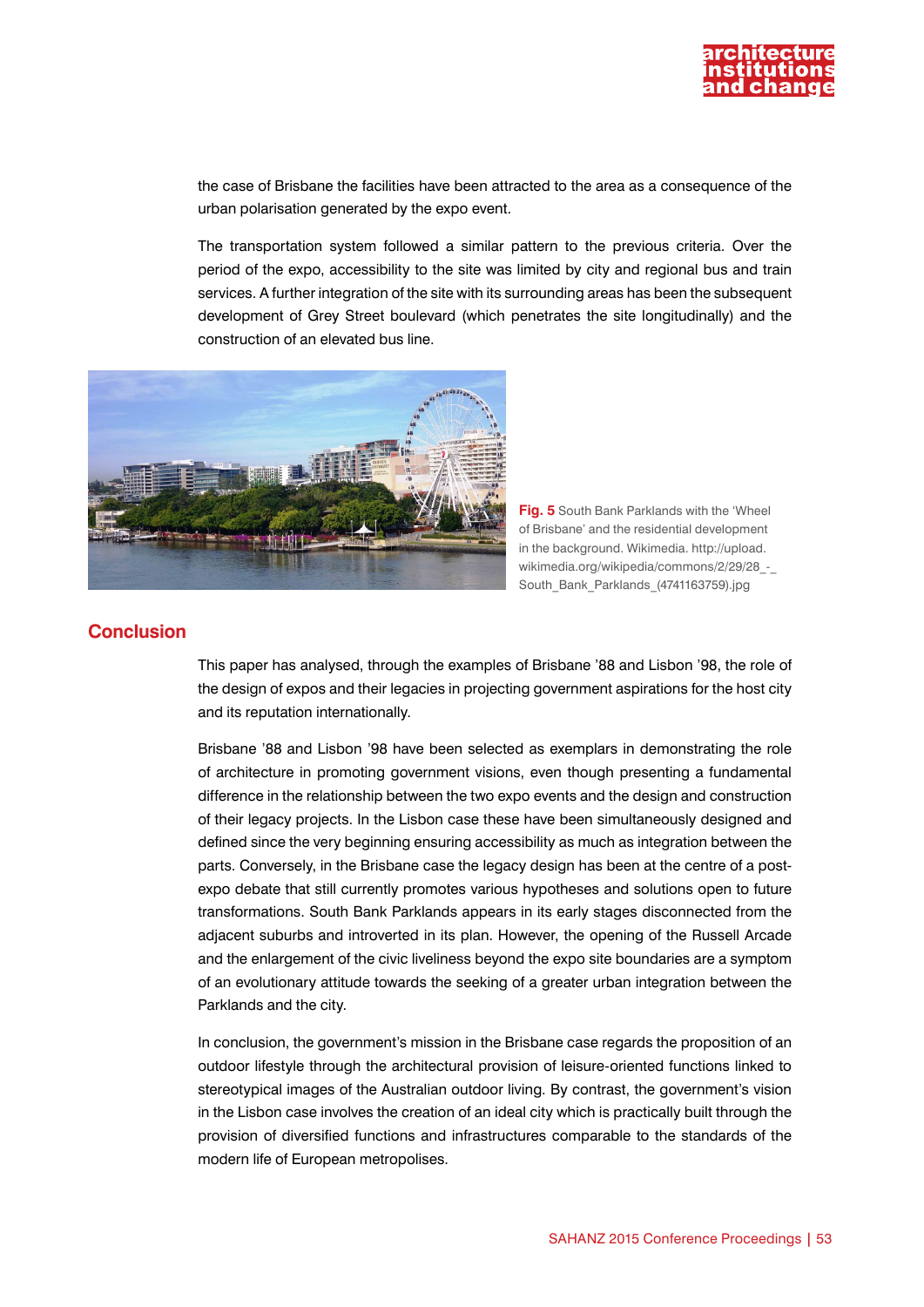the case of Brisbane the facilities have been attracted to the area as a consequence of the urban polarisation generated by the expo event.

The transportation system followed a similar pattern to the previous criteria. Over the period of the expo, accessibility to the site was limited by city and regional bus and train services. A further integration of the site with its surrounding areas has been the subsequent development of Grey Street boulevard (which penetrates the site longitudinally) and the construction of an elevated bus line.

**Fig. 5** South Bank Parklands with the 'Wheel of Brisbane' and the residential development in the background. Wikimedia. http://upload.wikimedia.org/wikipedia/commons/2/29/28_-_South_Bank_Parklands_(4741163759).jpg

## Conclusion

This paper has analysed, through the examples of Brisbane '88 and Lisbon '98, the role of the design of expos and their legacies in projecting government aspirations for the host city and its reputation internationally.

Brisbane '88 and Lisbon '98 have been selected as exemplars in demonstrating the role of architecture in promoting government visions, even though presenting a fundamental difference in the relationship between the two expo events and the design and construction of their legacy projects. In the Lisbon case these have been simultaneously designed and defined since the very beginning ensuring accessibility as much as integration between the parts. Conversely, in the Brisbane case the legacy design has been at the centre of a post-expo debate that still currently promotes various hypotheses and solutions open to future transformations. South Bank Parklands appears in its early stages disconnected from the adjacent suburbs and introverted in its plan. However, the opening of the Russell Arcade and the enlargement of the civic liveliness beyond the expo site boundaries are a symptom of an evolutionary attitude towards the seeking of a greater urban integration between the Parklands and the city.

In conclusion, the government's mission in the Brisbane case regards the proposition of an outdoor lifestyle through the architectural provision of leisure-oriented functions linked to stereotypical images of the Australian outdoor living. By contrast, the government's vision in the Lisbon case involves the creation of an ideal city which is practically built through the provision of diversified functions and infrastructures comparable to the standards of the modern life of European metropolises.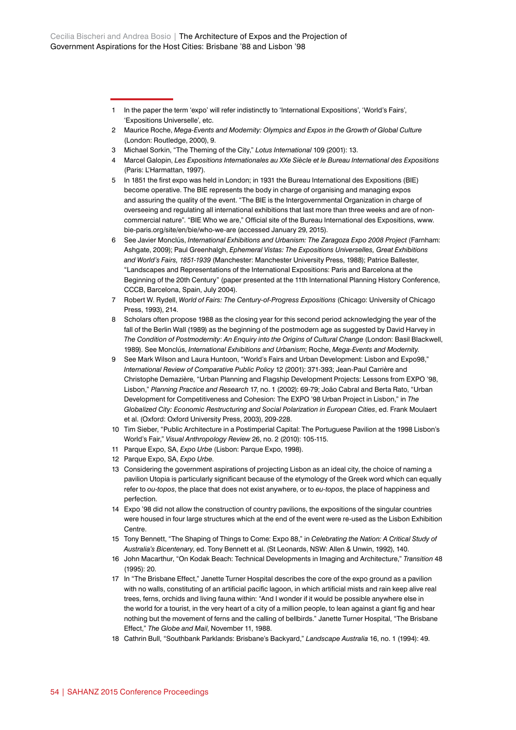1. In the paper the term 'expo' will refer indistinctly to 'International Expositions', 'World's Fairs', 'Expositions Universelle', etc.
2. Maurice Roche, *Mega-Events and Modernity: Olympics and Expos in the Growth of Global Culture* (London: Routledge, 2000), 9.
3. Michael Sorkin, "The Theming of the City," *Lotus International* 109 (2001): 13.
4. Marcel Galopin, *Les Expositions Internationales au XXe Siècle et le Bureau International des Expositions* (Paris: L'Harmattan, 1997).
5. In 1851 the first expo was held in London; in 1931 the Bureau International des Expositions (BIE) become operative. The BIE represents the body in charge of organising and managing expos and assuring the quality of the event. "The BIE is the Intergovernmental Organization in charge of overseeing and regulating all international exhibitions that last more than three weeks and are of non-commercial nature". "BIE Who we are," Official site of the Bureau International des Expositions, www.bie-paris.org/site/en/bie/who-we-are (accessed January 29, 2015).
6. See Javier Monclús, *International Exhibitions and Urbanism: The Zaragoza Expo 2008 Project* (Farnham: Ashgate, 2009); Paul Greenhalgh, *Ephemeral Vistas: The Expositions Universelles, Great Exhibitions and World's Fairs, 1851-1939* (Manchester: Manchester University Press, 1988); Patrice Ballester, "Landscapes and Representations of the International Expositions: Paris and Barcelona at the Beginning of the 20th Century" (paper presented at the 11th International Planning History Conference, CCCB, Barcelona, Spain, July 2004).
7. Robert W. Rydell, *World of Fairs: The Century-of-Progress Expositions* (Chicago: University of Chicago Press, 1993), 214.
8. Scholars often propose 1988 as the closing year for this second period acknowledging the year of the fall of the Berlin Wall (1989) as the beginning of the postmodern age as suggested by David Harvey in *The Condition of Postmodernity*: *An Enquiry into the Origins of Cultural Change* (London: Basil Blackwell, 1989). See Monclús, *International Exhibitions and Urbanism*; Roche, *Mega-Events and Modernity.*
9. See Mark Wilson and Laura Huntoon, "World's Fairs and Urban Development: Lisbon and Expo98," *International Review of Comparative Public Policy* 12 (2001): 371-393; Jean-Paul Carrière and Christophe Demazière, "Urban Planning and Flagship Development Projects: Lessons from EXPO '98, Lisbon," *Planning Practice and Research* 17, no. 1 (2002): 69-79; João Cabral and Berta Rato, "Urban Development for Competitiveness and Cohesion: The EXPO '98 Urban Project in Lisbon," in *The Globalized City: Economic Restructuring and Social Polarization in European Cities*, ed. Frank Moulaert et al. (Oxford: Oxford University Press, 2003), 209-228.
10. Tim Sieber, "Public Architecture in a Postimperial Capital: The Portuguese Pavilion at the 1998 Lisbon's World's Fair," *Visual Anthropology Review* 26, no. 2 (2010): 105-115.
11. Parque Expo, SA, *Expo Urbe* (Lisbon: Parque Expo, 1998).
12. Parque Expo, SA, *Expo Urbe*.
13. Considering the government aspirations of projecting Lisbon as an ideal city, the choice of naming a pavilion Utopia is particularly significant because of the etymology of the Greek word which can equally refer to *ou-topos*, the place that does not exist anywhere, or to *eu-topos*, the place of happiness and perfection.
14. Expo '98 did not allow the construction of country pavilions, the expositions of the singular countries were housed in four large structures which at the end of the event were re-used as the Lisbon Exhibition Centre.
15. Tony Bennett, "The Shaping of Things to Come: Expo 88," in *Celebrating the Nation: A Critical Study of Australia's Bicentenary*, ed. Tony Bennett et al. (St Leonards, NSW: Allen & Unwin, 1992), 140.
16. John Macarthur, "On Kodak Beach: Technical Developments in Imaging and Architecture," *Transition* 48 (1995): 20.
17. In "The Brisbane Effect," Janette Turner Hospital describes the core of the expo ground as a pavilion with no walls, constituting of an artificial pacific lagoon, in which artificial mists and rain keep alive real trees, ferns, orchids and living fauna within: "And I wonder if it would be possible anywhere else in the world for a tourist, in the very heart of a city of a million people, to lean against a giant fig and hear nothing but the movement of ferns and the calling of bellbirds." Janette Turner Hospital, "The Brisbane Effect," *The Globe and Mail*, November 11, 1988.
18. Cathrin Bull, "Southbank Parklands: Brisbane's Backyard," *Landscape Australia* 16, no. 1 (1994): 49.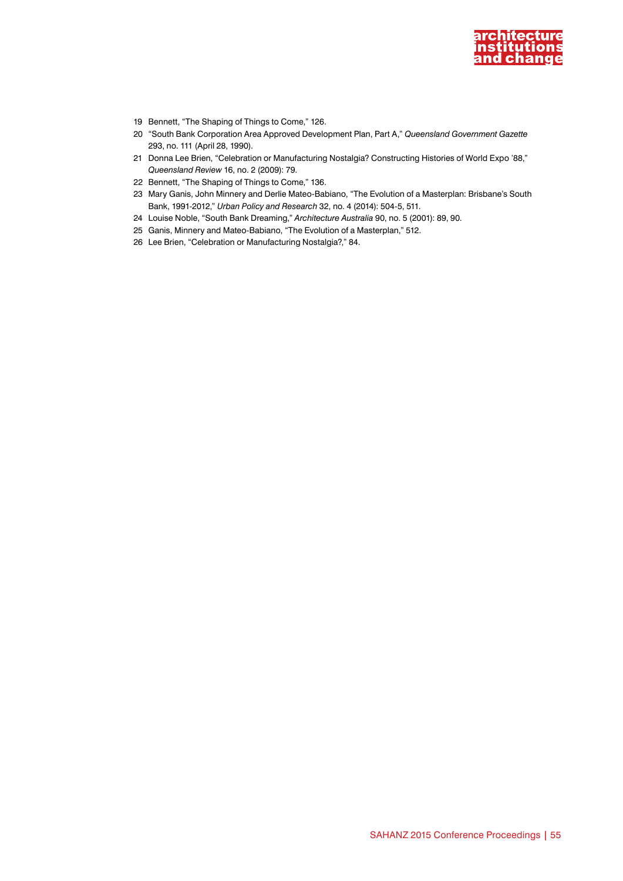19 Bennett, "The Shaping of Things to Come," 126.

20 "South Bank Corporation Area Approved Development Plan, Part A," *Queensland Government Gazette* 293, no. 111 (April 28, 1990).

21 Donna Lee Brien, "Celebration or Manufacturing Nostalgia? Constructing Histories of World Expo '88," *Queensland Review* 16, no. 2 (2009): 79.

22 Bennett, "The Shaping of Things to Come," 136.

23 Mary Ganis, John Minnery and Derlie Mateo-Babiano, "The Evolution of a Masterplan: Brisbane's South Bank, 1991-2012," *Urban Policy and Research* 32, no. 4 (2014): 504-5, 511.

24 Louise Noble, "South Bank Dreaming," *Architecture Australia* 90, no. 5 (2001): 89, 90.

25 Ganis, Minnery and Mateo-Babiano, "The Evolution of a Masterplan," 512.

26 Lee Brien, "Celebration or Manufacturing Nostalgia?," 84.